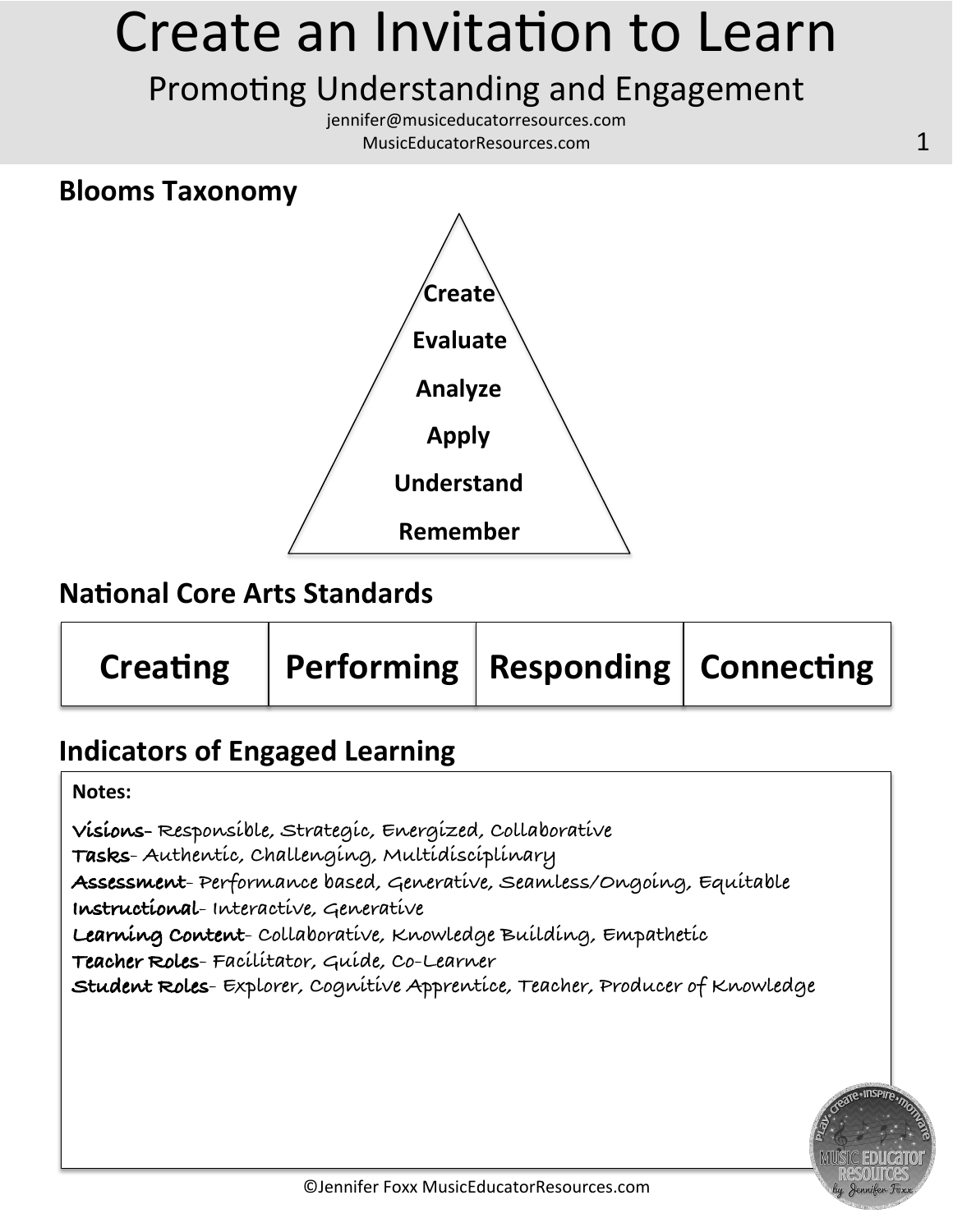# Create an Invitation to Learn

## Promoting Understanding and Engagement

jennifer@musiceducatorresources.com
MusicEducatorResources.com

### Blooms Taxonomy

- **Create**
- **Evaluate**
- **Analyze**
- **Apply**
- **Understand**
- **Remember**

### National Core Arts Standards

| Creating | Performing | Responding | Connecting |
|---|---|---|---|

### Indicators of Engaged Learning

**Notes:**

**Visions**- Responsible, Strategic, Energized, Collaborative
**Tasks**- Authentic, Challenging, Multidisciplinary
**Assessment**- Performance based, Generative, Seamless/Ongoing, Equitable
**Instructional**- Interactive, Generative
**Learning Content**- Collaborative, Knowledge Building, Empathetic
**Teacher Roles**- Facilitator, Guide, Co-Learner
**Student Roles**- Explorer, Cognitive Apprentice, Teacher, Producer of Knowledge

©Jennifer Foxx MusicEducatorResources.com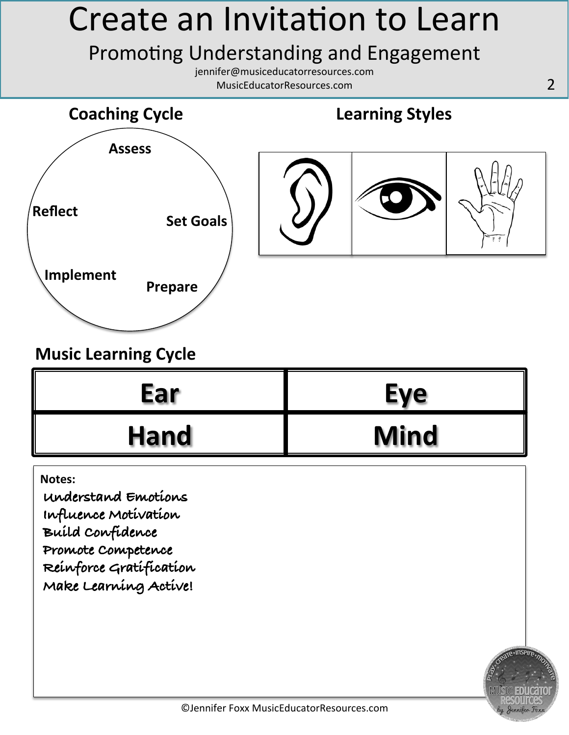# Create an Invitation to Learn

## Promoting Understanding and Engagement

jennifer@musiceducatorresources.com
MusicEducatorResources.com

### Coaching Cycle

- Assess
- Set Goals
- Prepare
- Implement
- Reflect

### Learning Styles

### Music Learning Cycle

| Ear | Eye |
|---|---|
| Hand | Mind |

**Notes:**

Understand Emotions
Influence Motivation
Build Confidence
Promote Competence
Reinforce Gratification
Make Learning Active!

©Jennifer Foxx MusicEducatorResources.com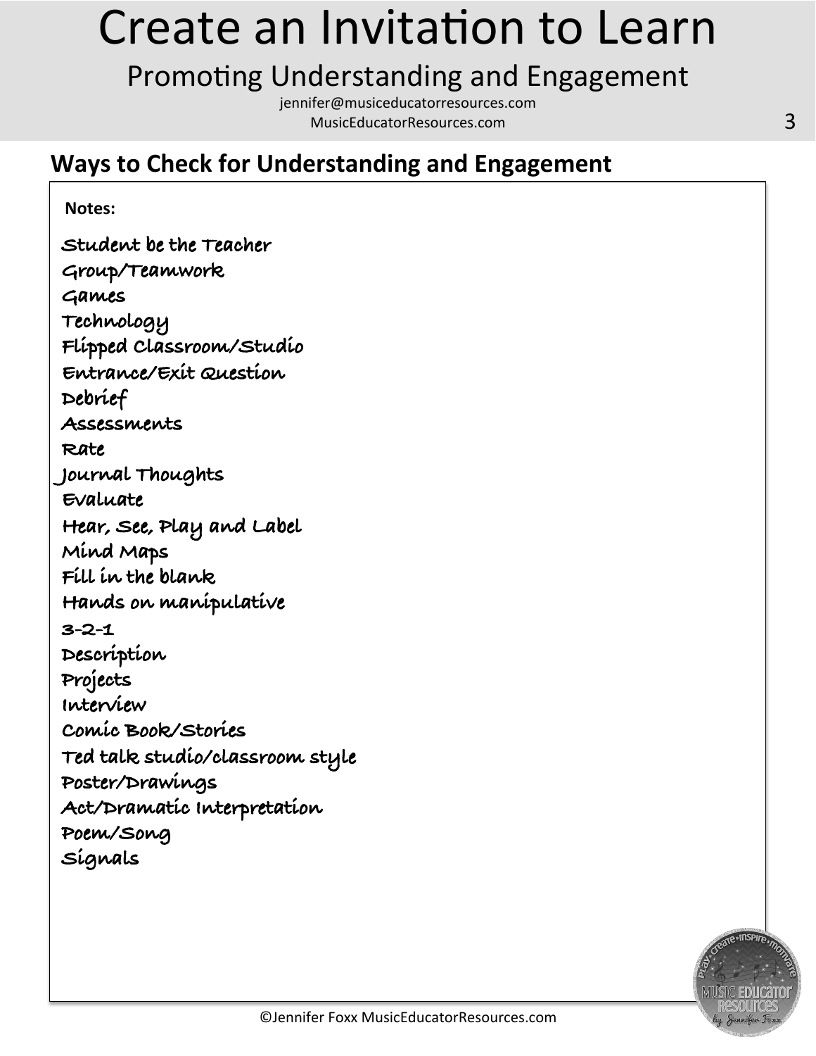## Ways to Check for Understanding and Engagement

**Notes:**

Student be the Teacher
Group/Teamwork
Games
Technology
Flipped Classroom/Studio
Entrance/Exit Question
Debrief
Assessments
Rate
Journal Thoughts
Evaluate
Hear, See, Play and Label
Mind Maps
Fill in the blank
Hands on manipulative
3-2-1
Description
Projects
Interview
Comic Book/Stories
Ted talk studio/classroom style
Poster/Drawings
Act/Dramatic Interpretation
Poem/Song
Signals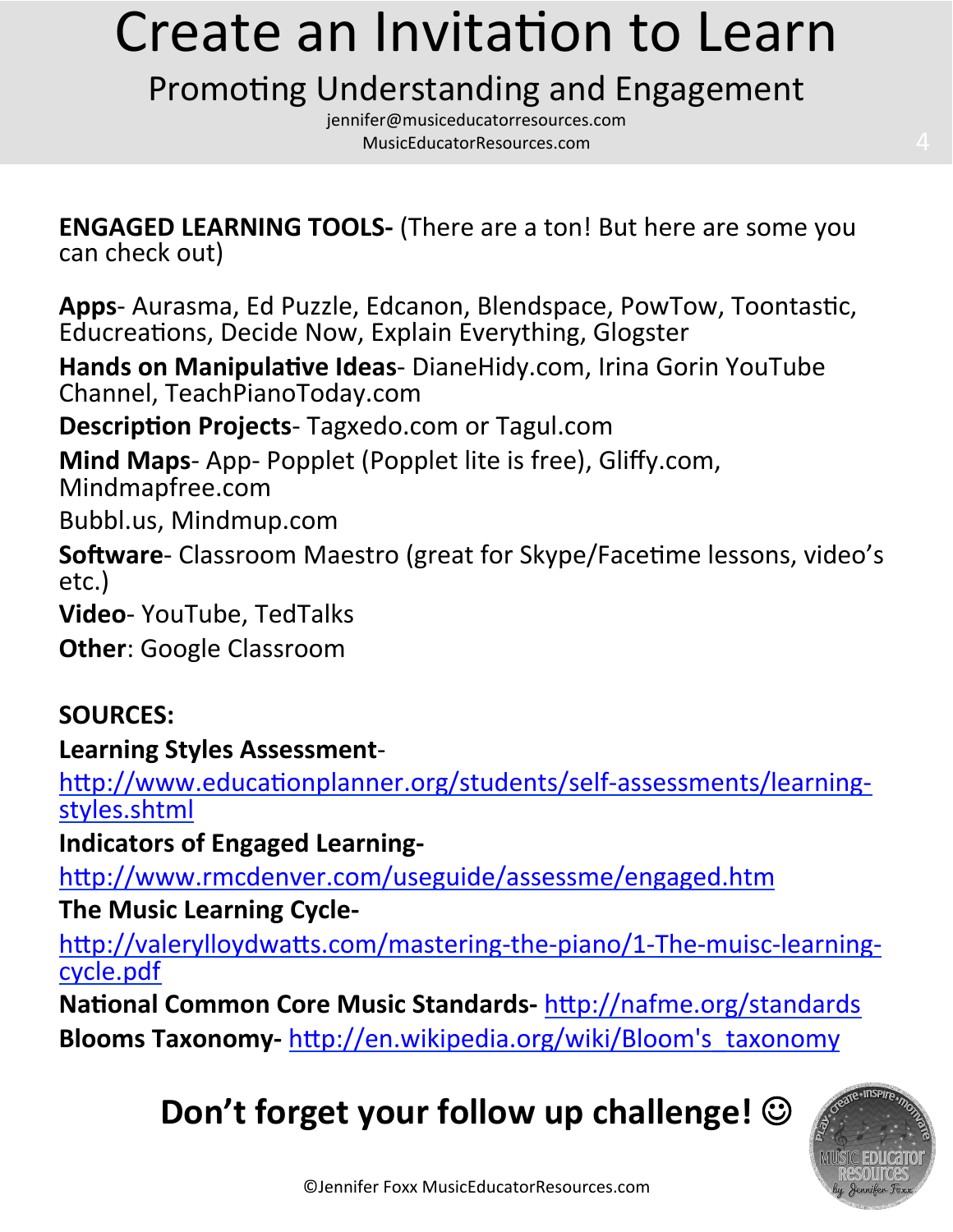# Create an Invitation to Learn

## Promoting Understanding and Engagement

jennifer@musiceducatorresources.com
MusicEducatorResources.com

**ENGAGED LEARNING TOOLS-** (There are a ton! But here are some you can check out)

**Apps**- Aurasma, Ed Puzzle, Edcanon, Blendspace, PowTow, Toontastic, Educreations, Decide Now, Explain Everything, Glogster

**Hands on Manipulative Ideas**- DianeHidy.com, Irina Gorin YouTube Channel, TeachPianoToday.com

**Description Projects**- Tagxedo.com or Tagul.com

**Mind Maps**- App- Popplet (Popplet lite is free), Gliffy.com, Mindmapfree.com

Bubbl.us, Mindmup.com

**Software**- Classroom Maestro (great for Skype/Facetime lessons, video's etc.)

**Video**- YouTube, TedTalks

**Other**: Google Classroom

**SOURCES:**

**Learning Styles Assessment**-
http://www.educationplanner.org/students/self-assessments/learning-styles.shtml

**Indicators of Engaged Learning-**
http://www.rmcdenver.com/useguide/assessme/engaged.htm

**The Music Learning Cycle-**
http://valerylloydwatts.com/mastering-the-piano/1-The-muisc-learning-cycle.pdf

**National Common Core Music Standards-** http://nafme.org/standards

**Blooms Taxonomy-** http://en.wikipedia.org/wiki/Bloom's_taxonomy

**Don't forget your follow up challenge! ☺**

©Jennifer Foxx MusicEducatorResources.com